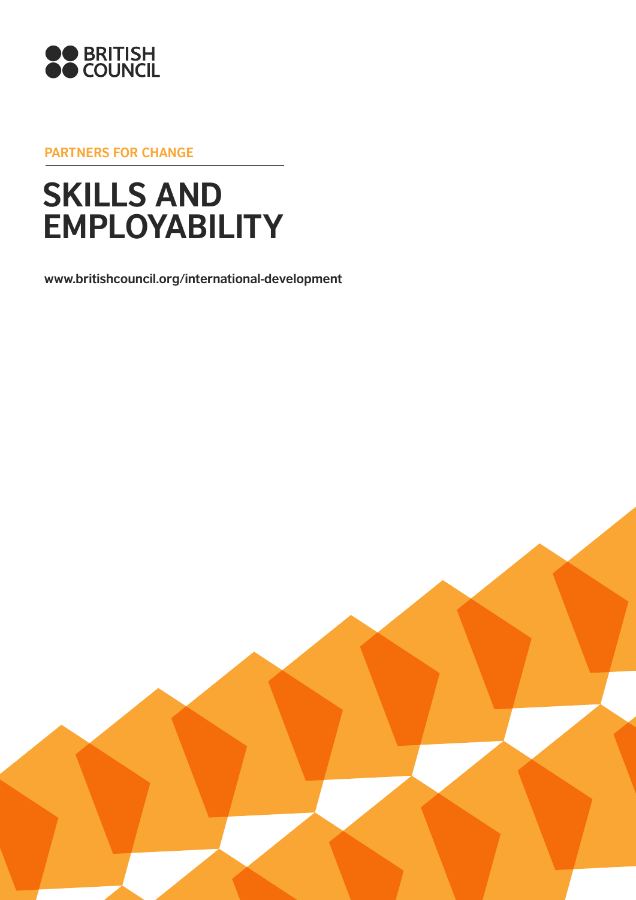BRITISH COUNCIL

PARTNERS FOR CHANGE

# SKILLS AND EMPLOYABILITY

www.britishcouncil.org/international-development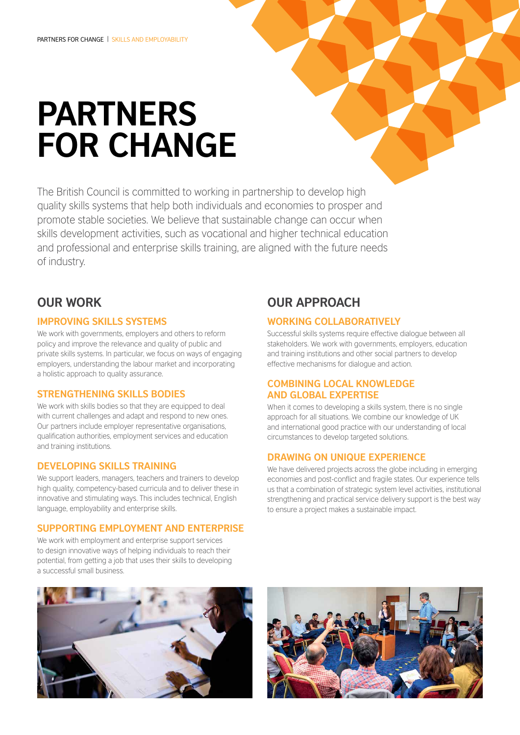# PARTNERS FOR CHANGE

The British Council is committed to working in partnership to develop high quality skills systems that help both individuals and economies to prosper and promote stable societies. We believe that sustainable change can occur when skills development activities, such as vocational and higher technical education and professional and enterprise skills training, are aligned with the future needs of industry.

## OUR WORK

### IMPROVING SKILLS SYSTEMS

We work with governments, employers and others to reform policy and improve the relevance and quality of public and private skills systems. In particular, we focus on ways of engaging employers, understanding the labour market and incorporating a holistic approach to quality assurance.

### STRENGTHENING SKILLS BODIES

We work with skills bodies so that they are equipped to deal with current challenges and adapt and respond to new ones. Our partners include employer representative organisations, qualification authorities, employment services and education and training institutions.

### DEVELOPING SKILLS TRAINING

We support leaders, managers, teachers and trainers to develop high quality, competency-based curricula and to deliver these in innovative and stimulating ways. This includes technical, English language, employability and enterprise skills.

### SUPPORTING EMPLOYMENT AND ENTERPRISE

We work with employment and enterprise support services to design innovative ways of helping individuals to reach their potential, from getting a job that uses their skills to developing a successful small business.

## OUR APPROACH

### WORKING COLLABORATIVELY

Successful skills systems require effective dialogue between all stakeholders. We work with governments, employers, education and training institutions and other social partners to develop effective mechanisms for dialogue and action.

### COMBINING LOCAL KNOWLEDGE AND GLOBAL EXPERTISE

When it comes to developing a skills system, there is no single approach for all situations. We combine our knowledge of UK and international good practice with our understanding of local circumstances to develop targeted solutions.

### DRAWING ON UNIQUE EXPERIENCE

We have delivered projects across the globe including in emerging economies and post-conflict and fragile states. Our experience tells us that a combination of strategic system level activities, institutional strengthening and practical service delivery support is the best way to ensure a project makes a sustainable impact.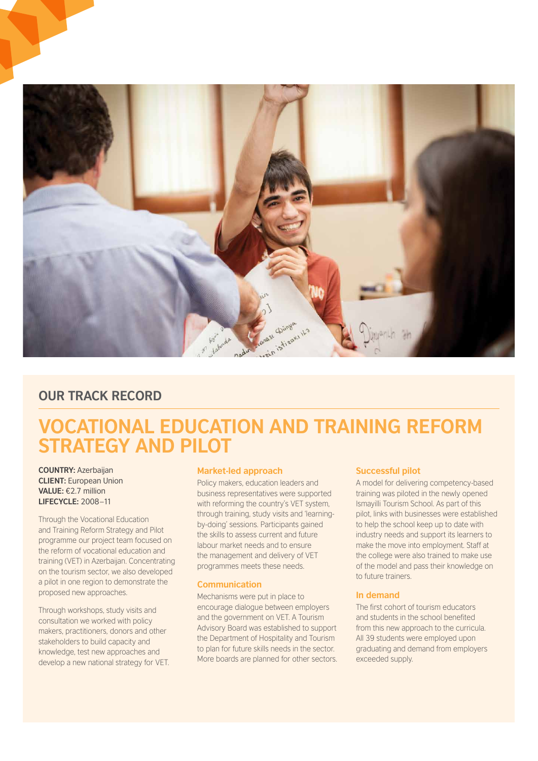## OUR TRACK RECORD

# VOCATIONAL EDUCATION AND TRAINING REFORM STRATEGY AND PILOT

**COUNTRY:** Azerbaijan
**CLIENT:** European Union
**VALUE:** €2.7 million
**LIFECYCLE:** 2008–11

Through the Vocational Education and Training Reform Strategy and Pilot programme our project team focused on the reform of vocational education and training (VET) in Azerbaijan. Concentrating on the tourism sector, we also developed a pilot in one region to demonstrate the proposed new approaches.

Through workshops, study visits and consultation we worked with policy makers, practitioners, donors and other stakeholders to build capacity and knowledge, test new approaches and develop a new national strategy for VET.

### Market-led approach

Policy makers, education leaders and business representatives were supported with reforming the country's VET system, through training, study visits and 'learning-by-doing' sessions. Participants gained the skills to assess current and future labour market needs and to ensure the management and delivery of VET programmes meets these needs.

### Communication

Mechanisms were put in place to encourage dialogue between employers and the government on VET. A Tourism Advisory Board was established to support the Department of Hospitality and Tourism to plan for future skills needs in the sector. More boards are planned for other sectors.

### Successful pilot

A model for delivering competency-based training was piloted in the newly opened Ismayilli Tourism School. As part of this pilot, links with businesses were established to help the school keep up to date with industry needs and support its learners to make the move into employment. Staff at the college were also trained to make use of the model and pass their knowledge on to future trainers.

### In demand

The first cohort of tourism educators and students in the school benefited from this new approach to the curricula. All 39 students were employed upon graduating and demand from employers exceeded supply.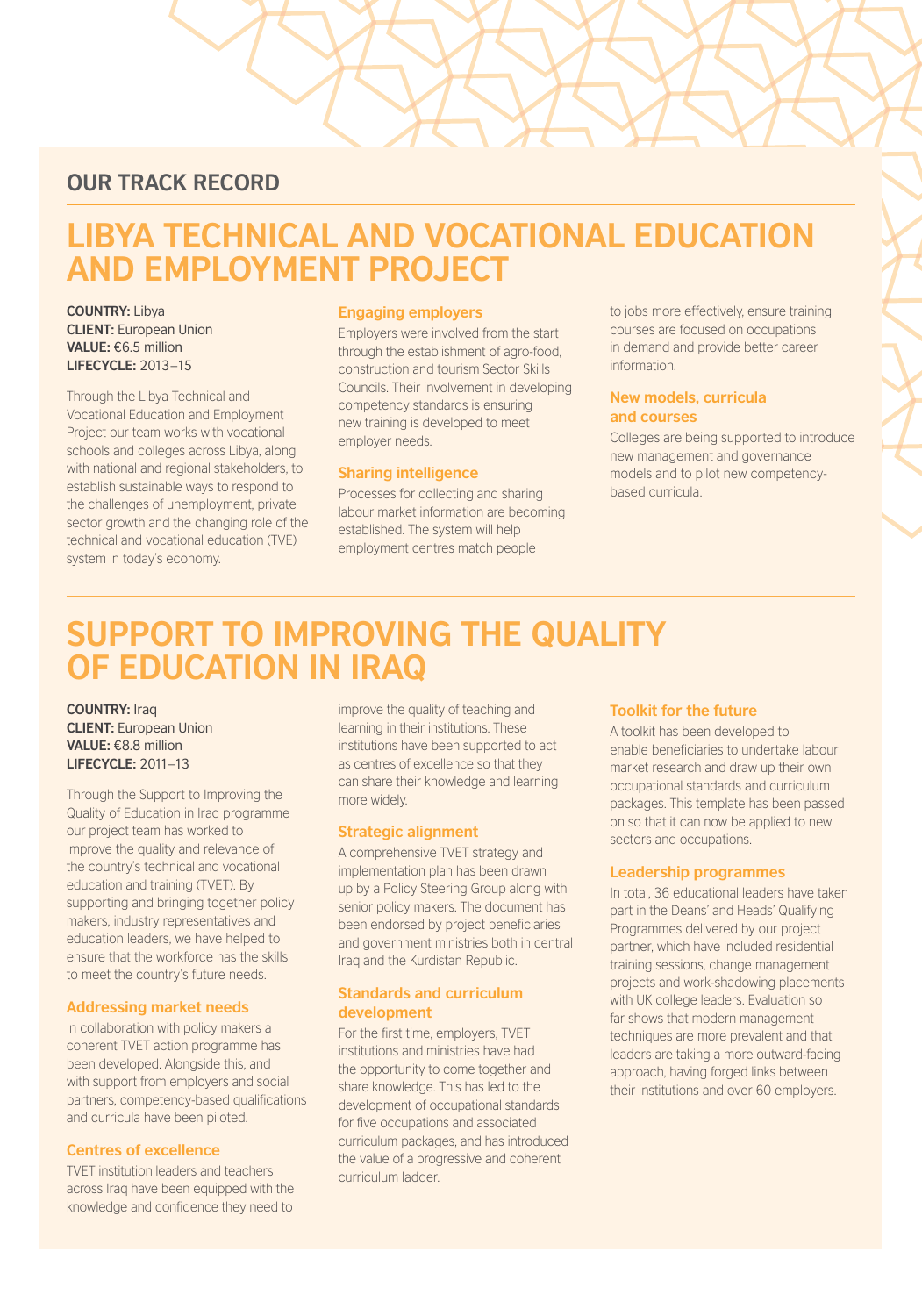## OUR TRACK RECORD

# LIBYA TECHNICAL AND VOCATIONAL EDUCATION AND EMPLOYMENT PROJECT

**COUNTRY:** Libya
**CLIENT:** European Union
**VALUE:** €6.5 million
**LIFECYCLE:** 2013–15

Through the Libya Technical and Vocational Education and Employment Project our team works with vocational schools and colleges across Libya, along with national and regional stakeholders, to establish sustainable ways to respond to the challenges of unemployment, private sector growth and the changing role of the technical and vocational education (TVE) system in today's economy.

### Engaging employers

Employers were involved from the start through the establishment of agro-food, construction and tourism Sector Skills Councils. Their involvement in developing competency standards is ensuring new training is developed to meet employer needs.

### Sharing intelligence

Processes for collecting and sharing labour market information are becoming established. The system will help employment centres match people to jobs more effectively, ensure training courses are focused on occupations in demand and provide better career information.

### New models, curricula and courses

Colleges are being supported to introduce new management and governance models and to pilot new competency-based curricula.

# SUPPORT TO IMPROVING THE QUALITY OF EDUCATION IN IRAQ

**COUNTRY:** Iraq
**CLIENT:** European Union
**VALUE:** €8.8 million
**LIFECYCLE:** 2011–13

Through the Support to Improving the Quality of Education in Iraq programme our project team has worked to improve the quality and relevance of the country's technical and vocational education and training (TVET). By supporting and bringing together policy makers, industry representatives and education leaders, we have helped to ensure that the workforce has the skills to meet the country's future needs.

### Addressing market needs

In collaboration with policy makers a coherent TVET action programme has been developed. Alongside this, and with support from employers and social partners, competency-based qualifications and curricula have been piloted.

### Centres of excellence

TVET institution leaders and teachers across Iraq have been equipped with the knowledge and confidence they need to improve the quality of teaching and learning in their institutions. These institutions have been supported to act as centres of excellence so that they can share their knowledge and learning more widely.

### Strategic alignment

A comprehensive TVET strategy and implementation plan has been drawn up by a Policy Steering Group along with senior policy makers. The document has been endorsed by project beneficiaries and government ministries both in central Iraq and the Kurdistan Republic.

### Standards and curriculum development

For the first time, employers, TVET institutions and ministries have had the opportunity to come together and share knowledge. This has led to the development of occupational standards for five occupations and associated curriculum packages, and has introduced the value of a progressive and coherent curriculum ladder.

### Toolkit for the future

A toolkit has been developed to enable beneficiaries to undertake labour market research and draw up their own occupational standards and curriculum packages. This template has been passed on so that it can now be applied to new sectors and occupations.

### Leadership programmes

In total, 36 educational leaders have taken part in the Deans' and Heads' Qualifying Programmes delivered by our project partner, which have included residential training sessions, change management projects and work-shadowing placements with UK college leaders. Evaluation so far shows that modern management techniques are more prevalent and that leaders are taking a more outward-facing approach, having forged links between their institutions and over 60 employers.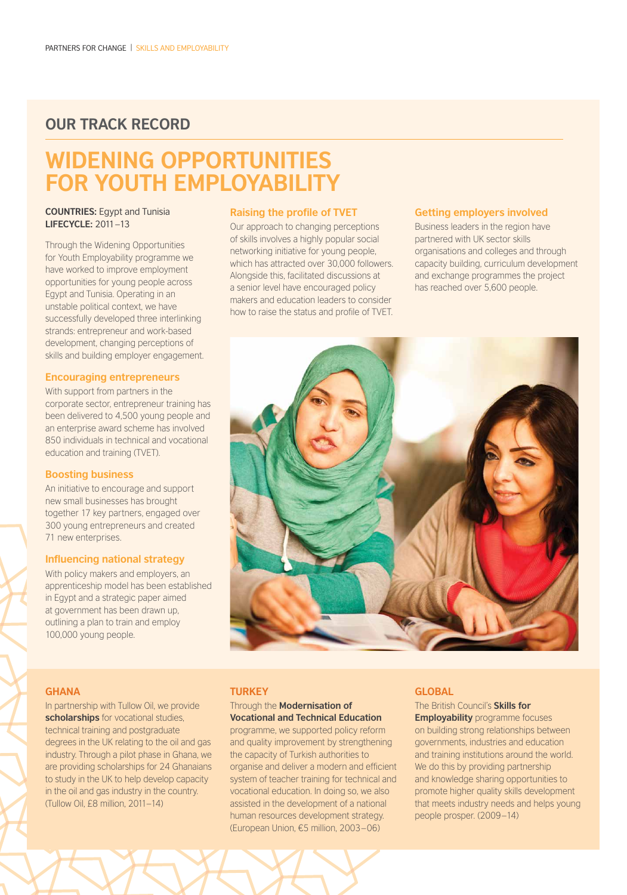## OUR TRACK RECORD

# WIDENING OPPORTUNITIES FOR YOUTH EMPLOYABILITY

**COUNTRIES:** Egypt and Tunisia
**LIFECYCLE:** 2011–13

Through the Widening Opportunities for Youth Employability programme we have worked to improve employment opportunities for young people across Egypt and Tunisia. Operating in an unstable political context, we have successfully developed three interlinking strands: entrepreneur and work-based development, changing perceptions of skills and building employer engagement.

### Encouraging entrepreneurs

With support from partners in the corporate sector, entrepreneur training has been delivered to 4,500 young people and an enterprise award scheme has involved 850 individuals in technical and vocational education and training (TVET).

### Boosting business

An initiative to encourage and support new small businesses has brought together 17 key partners, engaged over 300 young entrepreneurs and created 71 new enterprises.

### Influencing national strategy

With policy makers and employers, an apprenticeship model has been established in Egypt and a strategic paper aimed at government has been drawn up, outlining a plan to train and employ 100,000 young people.

### Raising the profile of TVET

Our approach to changing perceptions of skills involves a highly popular social networking initiative for young people, which has attracted over 30,000 followers. Alongside this, facilitated discussions at a senior level have encouraged policy makers and education leaders to consider how to raise the status and profile of TVET.

### Getting employers involved

Business leaders in the region have partnered with UK sector skills organisations and colleges and through capacity building, curriculum development and exchange programmes the project has reached over 5,600 people.

### GHANA

In partnership with Tullow Oil, we provide **scholarships** for vocational studies, technical training and postgraduate degrees in the UK relating to the oil and gas industry. Through a pilot phase in Ghana, we are providing scholarships for 24 Ghanaians to study in the UK to help develop capacity in the oil and gas industry in the country. (Tullow Oil, £8 million, 2011–14)

### TURKEY

Through the **Modernisation of Vocational and Technical Education** programme, we supported policy reform and quality improvement by strengthening the capacity of Turkish authorities to organise and deliver a modern and efficient system of teacher training for technical and vocational education. In doing so, we also assisted in the development of a national human resources development strategy. (European Union, €5 million, 2003–06)

### GLOBAL

The British Council's **Skills for Employability** programme focuses on building strong relationships between governments, industries and education and training institutions around the world. We do this by providing partnership and knowledge sharing opportunities to promote higher quality skills development that meets industry needs and helps young people prosper. (2009–14)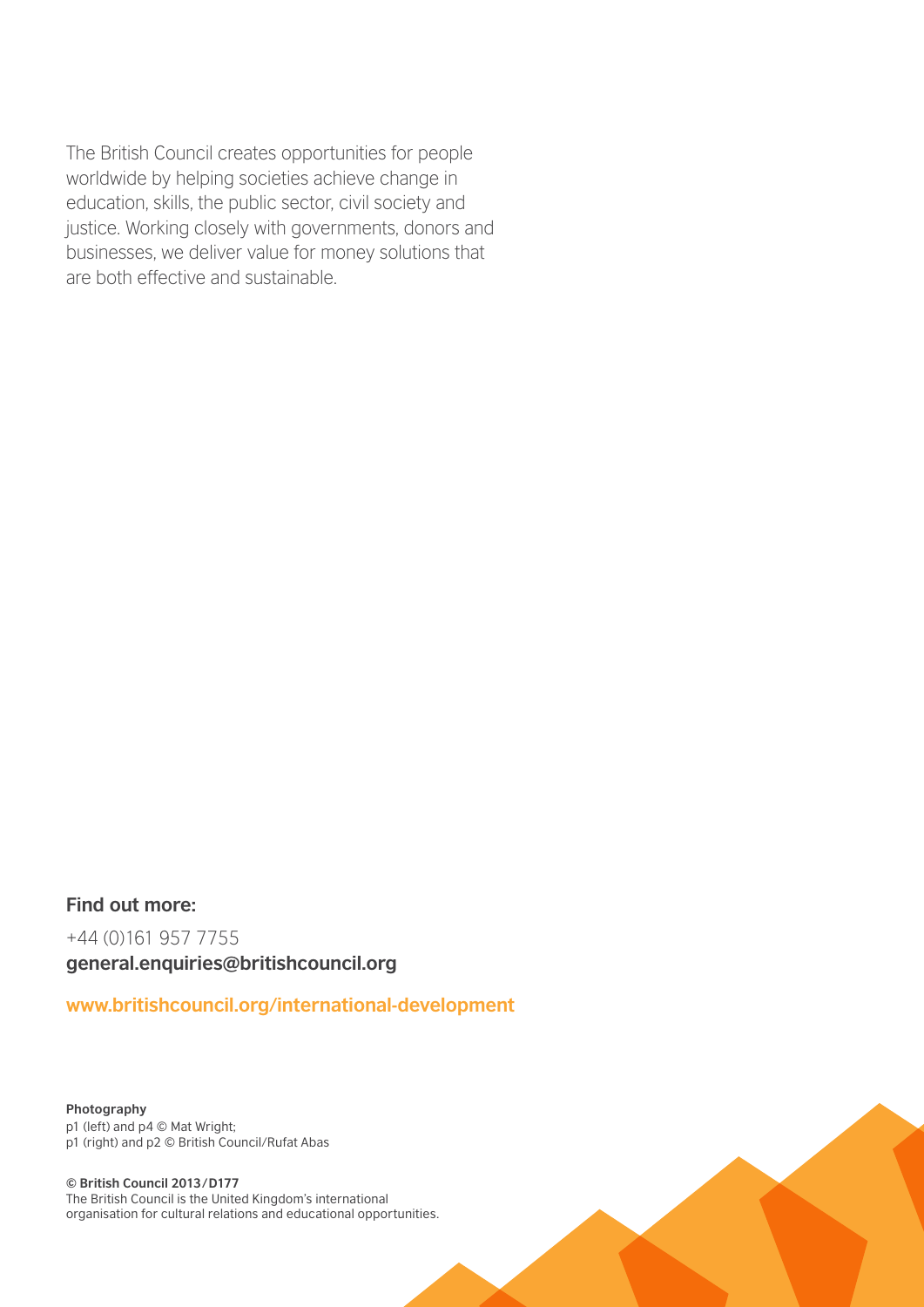The British Council creates opportunities for people worldwide by helping societies achieve change in education, skills, the public sector, civil society and justice. Working closely with governments, donors and businesses, we deliver value for money solutions that are both effective and sustainable.

**Find out more:**

+44 (0)161 957 7755
**general.enquiries@britishcouncil.org**

**www.britishcouncil.org/international-development**

**Photography**
p1 (left) and p4 © Mat Wright;
p1 (right) and p2 © British Council/Rufat Abas

**© British Council 2013/D177**
The British Council is the United Kingdom's international organisation for cultural relations and educational opportunities.